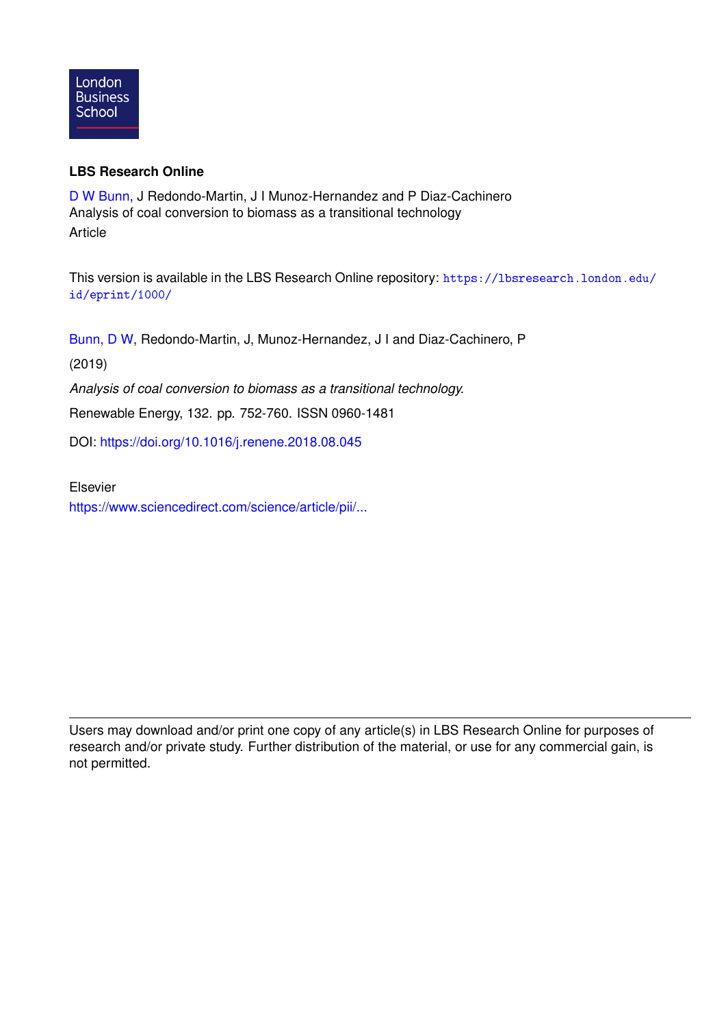London Business School

**LBS Research Online**

D W Bunn, J Redondo-Martin, J I Munoz-Hernandez and P Diaz-Cachinero
Analysis of coal conversion to biomass as a transitional technology
Article

This version is available in the LBS Research Online repository: https://lbsresearch.london.edu/id/eprint/1000/

Bunn, D W, Redondo-Martin, J, Munoz-Hernandez, J I and Diaz-Cachinero, P

(2019)

*Analysis of coal conversion to biomass as a transitional technology.*

Renewable Energy, 132. pp. 752-760. ISSN 0960-1481

DOI: https://doi.org/10.1016/j.renene.2018.08.045

Elsevier
https://www.sciencedirect.com/science/article/pii/...

---

Users may download and/or print one copy of any article(s) in LBS Research Online for purposes of research and/or private study. Further distribution of the material, or use for any commercial gain, is not permitted.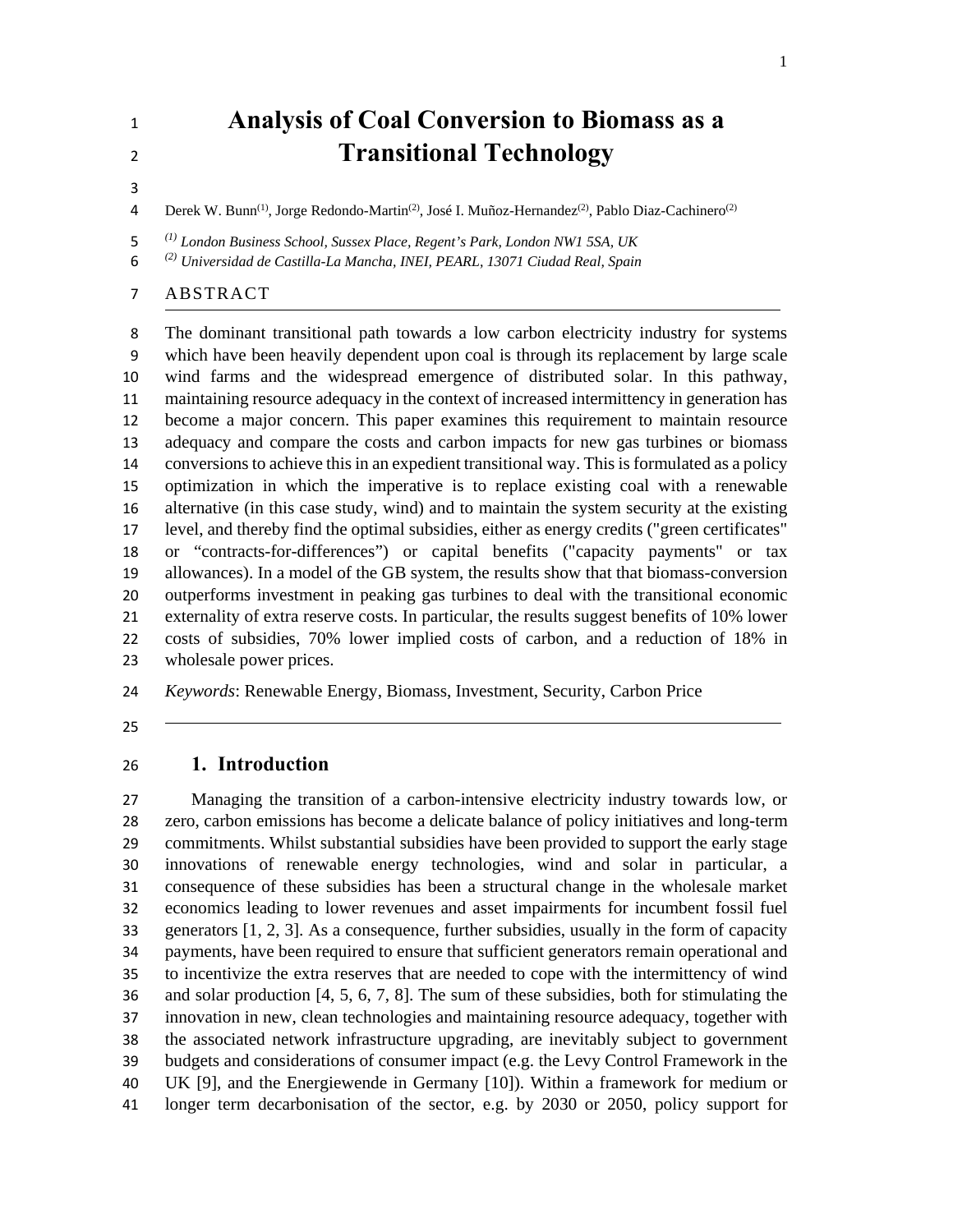# Analysis of Coal Conversion to Biomass as a Transitional Technology

Derek W. Bunn[(1)], Jorge Redondo-Martin[(2)], José I. Muñoz-Hernandez[(2)], Pablo Diaz-Cachinero[(2)]

[(1)] *London Business School, Sussex Place, Regent's Park, London NW1 5SA, UK*
[(2)] *Universidad de Castilla-La Mancha, INEI, PEARL, 13071 Ciudad Real, Spain*

## ABSTRACT

The dominant transitional path towards a low carbon electricity industry for systems which have been heavily dependent upon coal is through its replacement by large scale wind farms and the widespread emergence of distributed solar. In this pathway, maintaining resource adequacy in the context of increased intermittency in generation has become a major concern. This paper examines this requirement to maintain resource adequacy and compare the costs and carbon impacts for new gas turbines or biomass conversions to achieve this in an expedient transitional way. This is formulated as a policy optimization in which the imperative is to replace existing coal with a renewable alternative (in this case study, wind) and to maintain the system security at the existing level, and thereby find the optimal subsidies, either as energy credits ("green certificates" or "contracts-for-differences") or capital benefits ("capacity payments" or tax allowances). In a model of the GB system, the results show that that biomass-conversion outperforms investment in peaking gas turbines to deal with the transitional economic externality of extra reserve costs. In particular, the results suggest benefits of 10% lower costs of subsidies, 70% lower implied costs of carbon, and a reduction of 18% in wholesale power prices.

*Keywords*: Renewable Energy, Biomass, Investment, Security, Carbon Price

## 1. Introduction

Managing the transition of a carbon-intensive electricity industry towards low, or zero, carbon emissions has become a delicate balance of policy initiatives and long-term commitments. Whilst substantial subsidies have been provided to support the early stage innovations of renewable energy technologies, wind and solar in particular, a consequence of these subsidies has been a structural change in the wholesale market economics leading to lower revenues and asset impairments for incumbent fossil fuel generators [1, 2, 3]. As a consequence, further subsidies, usually in the form of capacity payments, have been required to ensure that sufficient generators remain operational and to incentivize the extra reserves that are needed to cope with the intermittency of wind and solar production [4, 5, 6, 7, 8]. The sum of these subsidies, both for stimulating the innovation in new, clean technologies and maintaining resource adequacy, together with the associated network infrastructure upgrading, are inevitably subject to government budgets and considerations of consumer impact (e.g. the Levy Control Framework in the UK [9], and the Energiewende in Germany [10]). Within a framework for medium or longer term decarbonisation of the sector, e.g. by 2030 or 2050, policy support for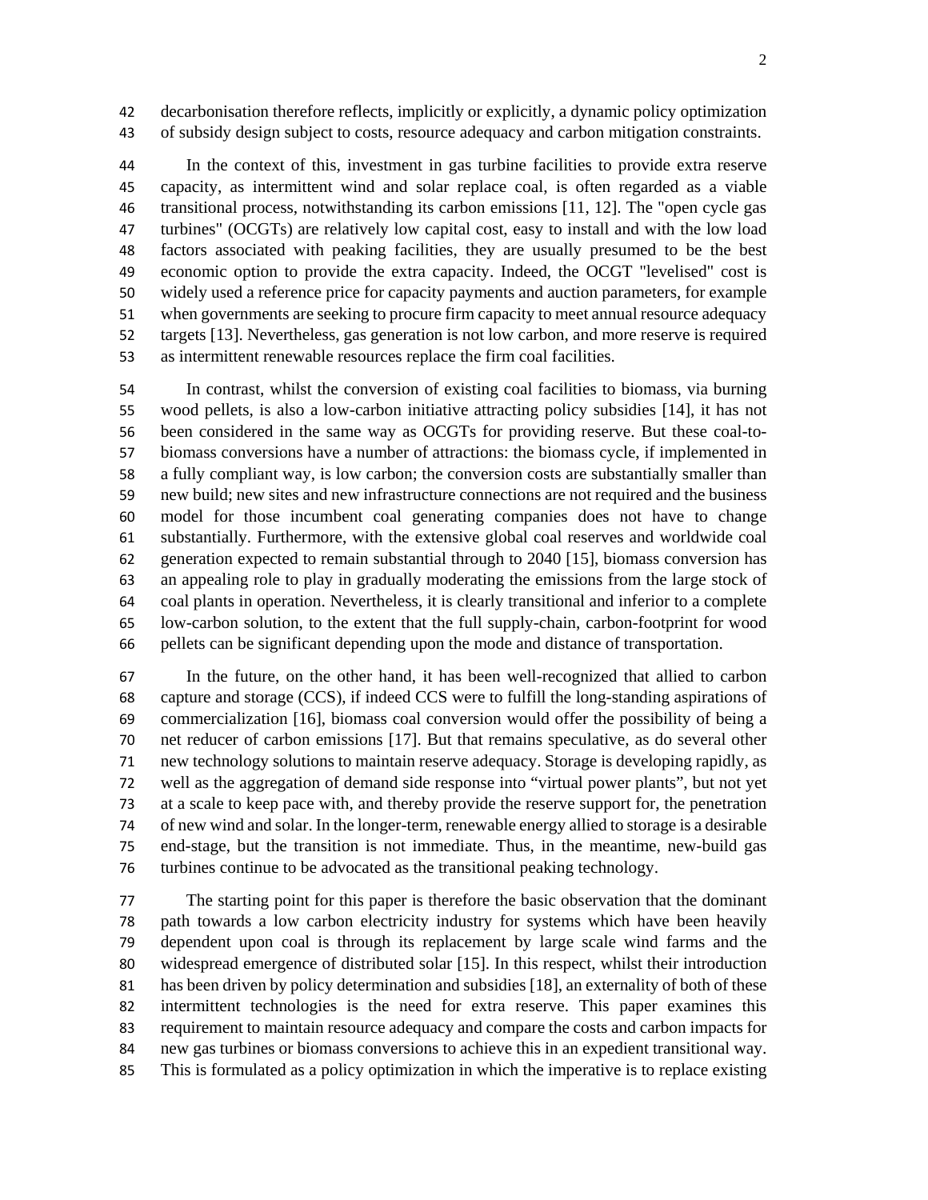decarbonisation therefore reflects, implicitly or explicitly, a dynamic policy optimization of subsidy design subject to costs, resource adequacy and carbon mitigation constraints.

In the context of this, investment in gas turbine facilities to provide extra reserve capacity, as intermittent wind and solar replace coal, is often regarded as a viable transitional process, notwithstanding its carbon emissions [11, 12]. The "open cycle gas turbines" (OCGTs) are relatively low capital cost, easy to install and with the low load factors associated with peaking facilities, they are usually presumed to be the best economic option to provide the extra capacity. Indeed, the OCGT "levelised" cost is widely used a reference price for capacity payments and auction parameters, for example when governments are seeking to procure firm capacity to meet annual resource adequacy targets [13]. Nevertheless, gas generation is not low carbon, and more reserve is required as intermittent renewable resources replace the firm coal facilities.

In contrast, whilst the conversion of existing coal facilities to biomass, via burning wood pellets, is also a low-carbon initiative attracting policy subsidies [14], it has not been considered in the same way as OCGTs for providing reserve. But these coal-to-biomass conversions have a number of attractions: the biomass cycle, if implemented in a fully compliant way, is low carbon; the conversion costs are substantially smaller than new build; new sites and new infrastructure connections are not required and the business model for those incumbent coal generating companies does not have to change substantially. Furthermore, with the extensive global coal reserves and worldwide coal generation expected to remain substantial through to 2040 [15], biomass conversion has an appealing role to play in gradually moderating the emissions from the large stock of coal plants in operation. Nevertheless, it is clearly transitional and inferior to a complete low-carbon solution, to the extent that the full supply-chain, carbon-footprint for wood pellets can be significant depending upon the mode and distance of transportation.

In the future, on the other hand, it has been well-recognized that allied to carbon capture and storage (CCS), if indeed CCS were to fulfill the long-standing aspirations of commercialization [16], biomass coal conversion would offer the possibility of being a net reducer of carbon emissions [17]. But that remains speculative, as do several other new technology solutions to maintain reserve adequacy. Storage is developing rapidly, as well as the aggregation of demand side response into “virtual power plants”, but not yet at a scale to keep pace with, and thereby provide the reserve support for, the penetration of new wind and solar. In the longer-term, renewable energy allied to storage is a desirable end-stage, but the transition is not immediate. Thus, in the meantime, new-build gas turbines continue to be advocated as the transitional peaking technology.

The starting point for this paper is therefore the basic observation that the dominant path towards a low carbon electricity industry for systems which have been heavily dependent upon coal is through its replacement by large scale wind farms and the widespread emergence of distributed solar [15]. In this respect, whilst their introduction has been driven by policy determination and subsidies [18], an externality of both of these intermittent technologies is the need for extra reserve. This paper examines this requirement to maintain resource adequacy and compare the costs and carbon impacts for new gas turbines or biomass conversions to achieve this in an expedient transitional way. This is formulated as a policy optimization in which the imperative is to replace existing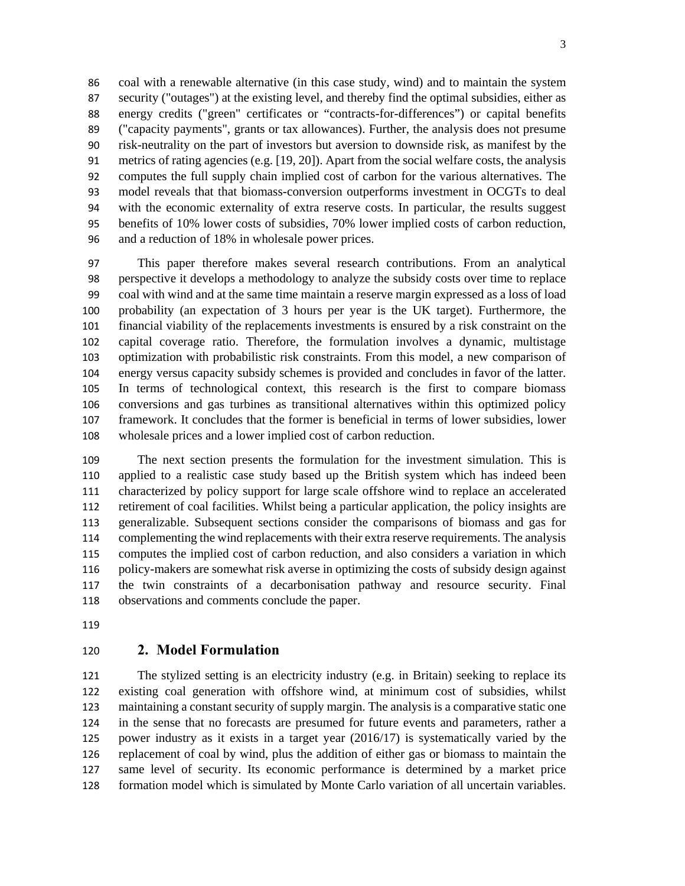coal with a renewable alternative (in this case study, wind) and to maintain the system security ("outages") at the existing level, and thereby find the optimal subsidies, either as energy credits ("green" certificates or "contracts-for-differences") or capital benefits ("capacity payments", grants or tax allowances). Further, the analysis does not presume risk-neutrality on the part of investors but aversion to downside risk, as manifest by the metrics of rating agencies (e.g. [19, 20]). Apart from the social welfare costs, the analysis computes the full supply chain implied cost of carbon for the various alternatives. The model reveals that that biomass-conversion outperforms investment in OCGTs to deal with the economic externality of extra reserve costs. In particular, the results suggest benefits of 10% lower costs of subsidies, 70% lower implied costs of carbon reduction, and a reduction of 18% in wholesale power prices.

This paper therefore makes several research contributions. From an analytical perspective it develops a methodology to analyze the subsidy costs over time to replace coal with wind and at the same time maintain a reserve margin expressed as a loss of load probability (an expectation of 3 hours per year is the UK target). Furthermore, the financial viability of the replacements investments is ensured by a risk constraint on the capital coverage ratio. Therefore, the formulation involves a dynamic, multistage optimization with probabilistic risk constraints. From this model, a new comparison of energy versus capacity subsidy schemes is provided and concludes in favor of the latter. In terms of technological context, this research is the first to compare biomass conversions and gas turbines as transitional alternatives within this optimized policy framework. It concludes that the former is beneficial in terms of lower subsidies, lower wholesale prices and a lower implied cost of carbon reduction.

The next section presents the formulation for the investment simulation. This is applied to a realistic case study based up the British system which has indeed been characterized by policy support for large scale offshore wind to replace an accelerated retirement of coal facilities. Whilst being a particular application, the policy insights are generalizable. Subsequent sections consider the comparisons of biomass and gas for complementing the wind replacements with their extra reserve requirements. The analysis computes the implied cost of carbon reduction, and also considers a variation in which policy-makers are somewhat risk averse in optimizing the costs of subsidy design against the twin constraints of a decarbonisation pathway and resource security. Final observations and comments conclude the paper.

## 2. Model Formulation

The stylized setting is an electricity industry (e.g. in Britain) seeking to replace its existing coal generation with offshore wind, at minimum cost of subsidies, whilst maintaining a constant security of supply margin. The analysis is a comparative static one in the sense that no forecasts are presumed for future events and parameters, rather a power industry as it exists in a target year (2016/17) is systematically varied by the replacement of coal by wind, plus the addition of either gas or biomass to maintain the same level of security. Its economic performance is determined by a market price formation model which is simulated by Monte Carlo variation of all uncertain variables.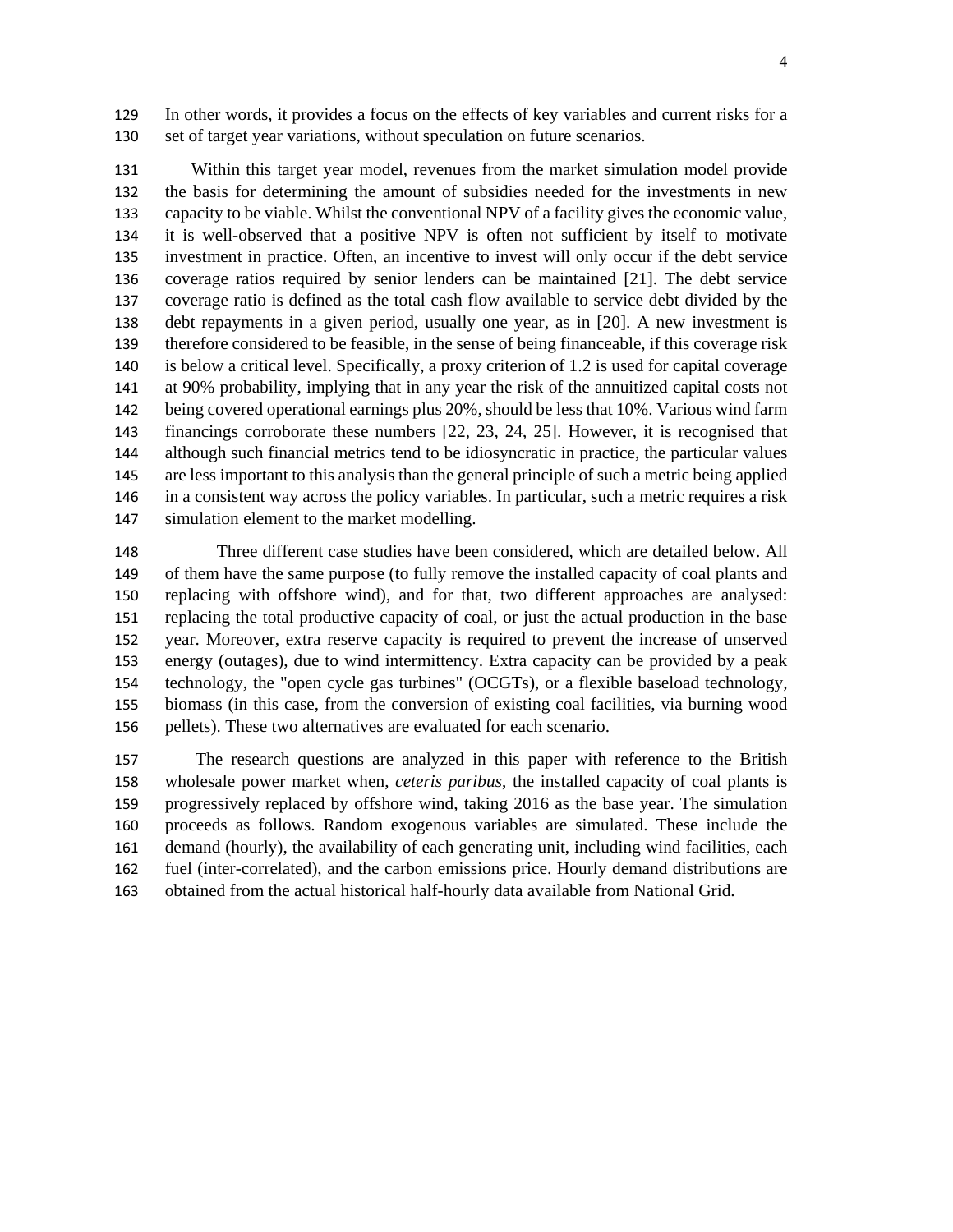In other words, it provides a focus on the effects of key variables and current risks for a set of target year variations, without speculation on future scenarios.

Within this target year model, revenues from the market simulation model provide the basis for determining the amount of subsidies needed for the investments in new capacity to be viable. Whilst the conventional NPV of a facility gives the economic value, it is well-observed that a positive NPV is often not sufficient by itself to motivate investment in practice. Often, an incentive to invest will only occur if the debt service coverage ratios required by senior lenders can be maintained [21]. The debt service coverage ratio is defined as the total cash flow available to service debt divided by the debt repayments in a given period, usually one year, as in [20]. A new investment is therefore considered to be feasible, in the sense of being financeable, if this coverage risk is below a critical level. Specifically, a proxy criterion of 1.2 is used for capital coverage at 90% probability, implying that in any year the risk of the annuitized capital costs not being covered operational earnings plus 20%, should be less that 10%. Various wind farm financings corroborate these numbers [22, 23, 24, 25]. However, it is recognised that although such financial metrics tend to be idiosyncratic in practice, the particular values are less important to this analysis than the general principle of such a metric being applied in a consistent way across the policy variables. In particular, such a metric requires a risk simulation element to the market modelling.

Three different case studies have been considered, which are detailed below. All of them have the same purpose (to fully remove the installed capacity of coal plants and replacing with offshore wind), and for that, two different approaches are analysed: replacing the total productive capacity of coal, or just the actual production in the base year. Moreover, extra reserve capacity is required to prevent the increase of unserved energy (outages), due to wind intermittency. Extra capacity can be provided by a peak technology, the "open cycle gas turbines" (OCGTs), or a flexible baseload technology, biomass (in this case, from the conversion of existing coal facilities, via burning wood pellets). These two alternatives are evaluated for each scenario.

The research questions are analyzed in this paper with reference to the British wholesale power market when, *ceteris paribus*, the installed capacity of coal plants is progressively replaced by offshore wind, taking 2016 as the base year. The simulation proceeds as follows. Random exogenous variables are simulated. These include the demand (hourly), the availability of each generating unit, including wind facilities, each fuel (inter-correlated), and the carbon emissions price. Hourly demand distributions are obtained from the actual historical half-hourly data available from National Grid.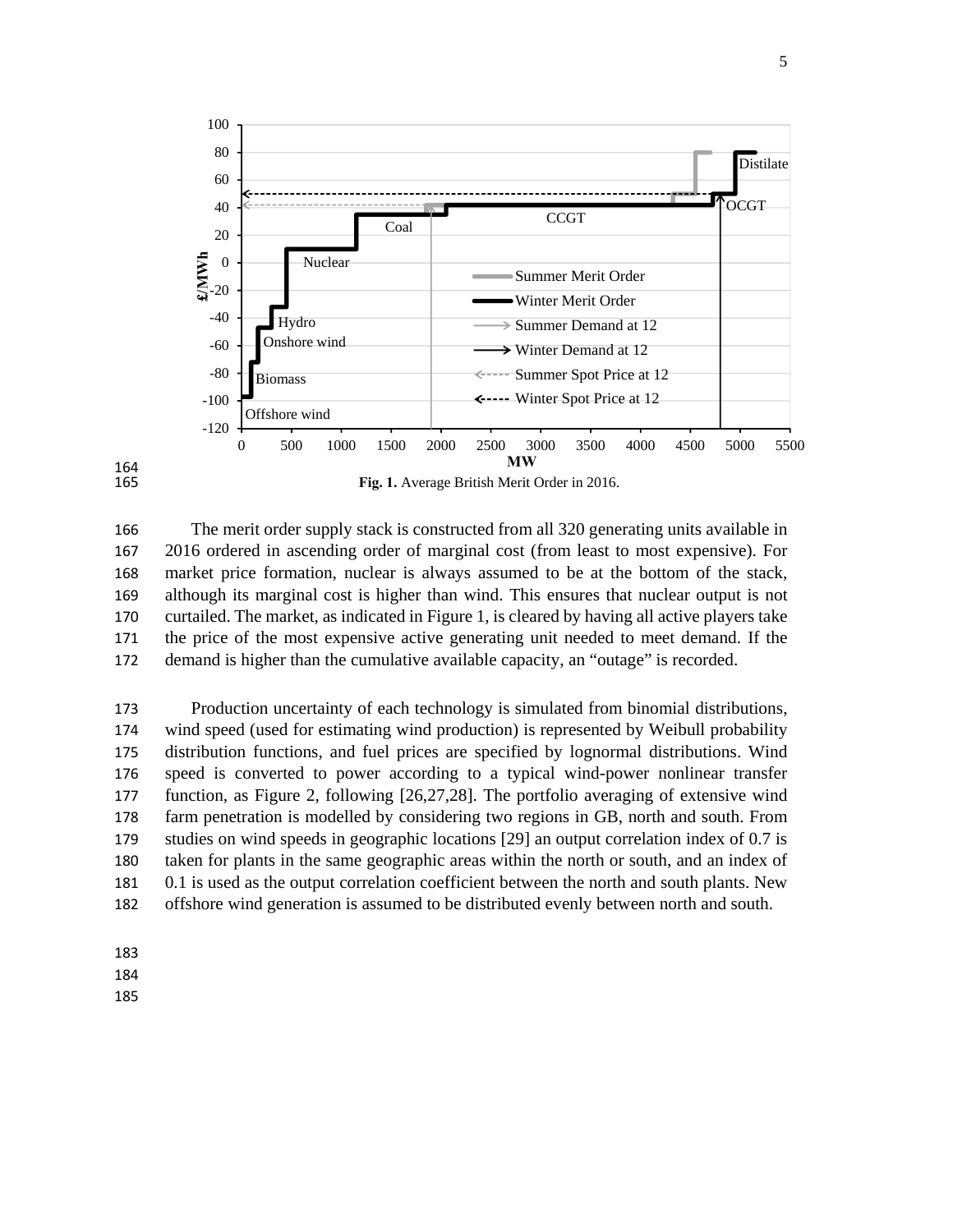Fig. 1. Average British Merit Order in 2016.

The merit order supply stack is constructed from all 320 generating units available in 2016 ordered in ascending order of marginal cost (from least to most expensive). For market price formation, nuclear is always assumed to be at the bottom of the stack, although its marginal cost is higher than wind. This ensures that nuclear output is not curtailed. The market, as indicated in Figure 1, is cleared by having all active players take the price of the most expensive active generating unit needed to meet demand. If the demand is higher than the cumulative available capacity, an "outage" is recorded.

Production uncertainty of each technology is simulated from binomial distributions, wind speed (used for estimating wind production) is represented by Weibull probability distribution functions, and fuel prices are specified by lognormal distributions. Wind speed is converted to power according to a typical wind-power nonlinear transfer function, as Figure 2, following [26,27,28]. The portfolio averaging of extensive wind farm penetration is modelled by considering two regions in GB, north and south. From studies on wind speeds in geographic locations [29] an output correlation index of 0.7 is taken for plants in the same geographic areas within the north or south, and an index of 0.1 is used as the output correlation coefficient between the north and south plants. New offshore wind generation is assumed to be distributed evenly between north and south.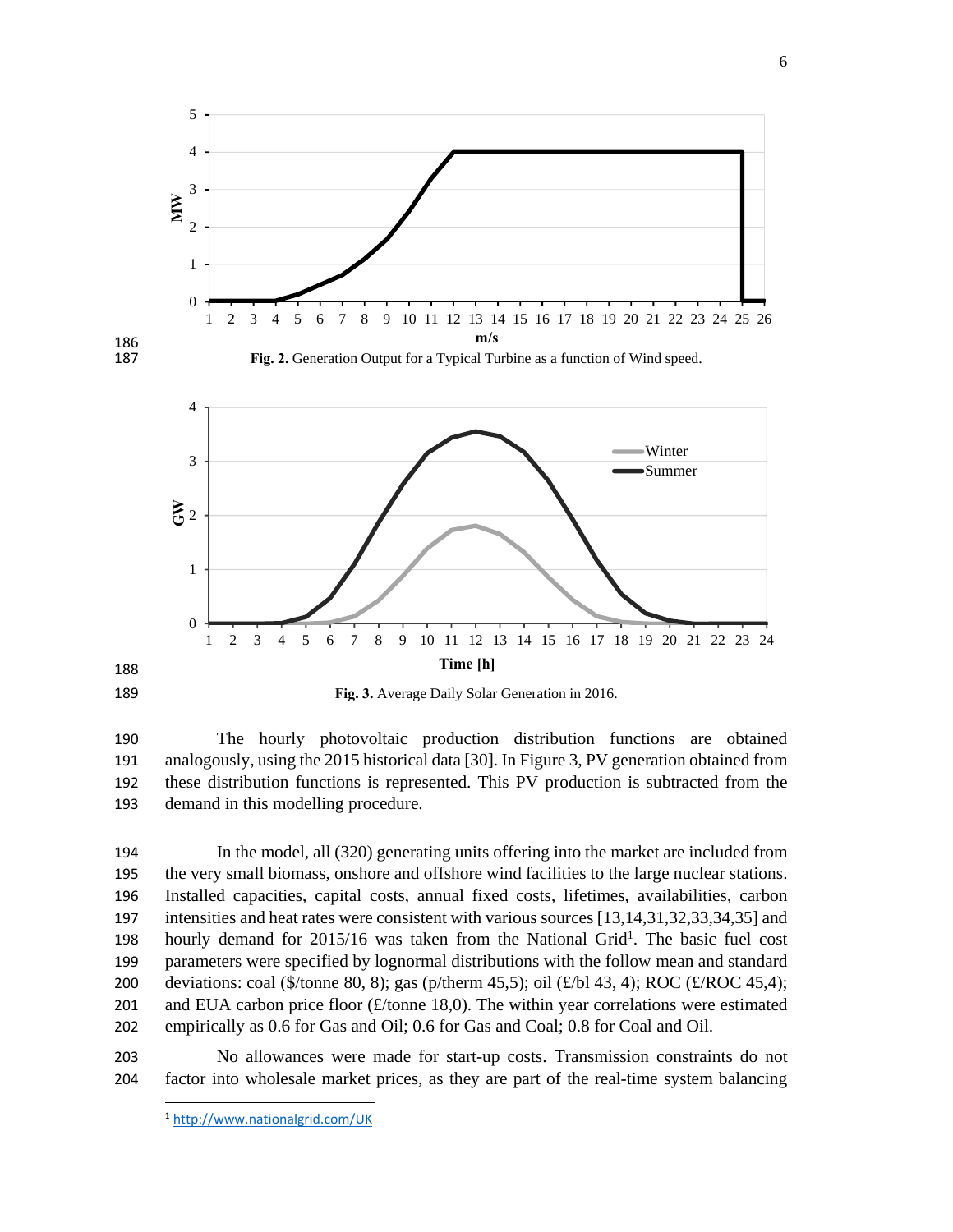**Fig. 2.** Generation Output for a Typical Turbine as a function of Wind speed.

**Fig. 3.** Average Daily Solar Generation in 2016.

The hourly photovoltaic production distribution functions are obtained analogously, using the 2015 historical data [30]. In Figure 3, PV generation obtained from these distribution functions is represented. This PV production is subtracted from the demand in this modelling procedure.

In the model, all (320) generating units offering into the market are included from the very small biomass, onshore and offshore wind facilities to the large nuclear stations. Installed capacities, capital costs, annual fixed costs, lifetimes, availabilities, carbon intensities and heat rates were consistent with various sources [13,14,31,32,33,34,35] and hourly demand for 2015/16 was taken from the National Grid[1]. The basic fuel cost parameters were specified by lognormal distributions with the follow mean and standard deviations: coal ($/tonne 80, 8); gas (p/therm 45,5); oil (£/bl 43, 4); ROC (£/ROC 45,4); and EUA carbon price floor (£/tonne 18,0). The within year correlations were estimated empirically as 0.6 for Gas and Oil; 0.6 for Gas and Coal; 0.8 for Coal and Oil.

No allowances were made for start-up costs. Transmission constraints do not factor into wholesale market prices, as they are part of the real-time system balancing

[1] http://www.nationalgrid.com/UK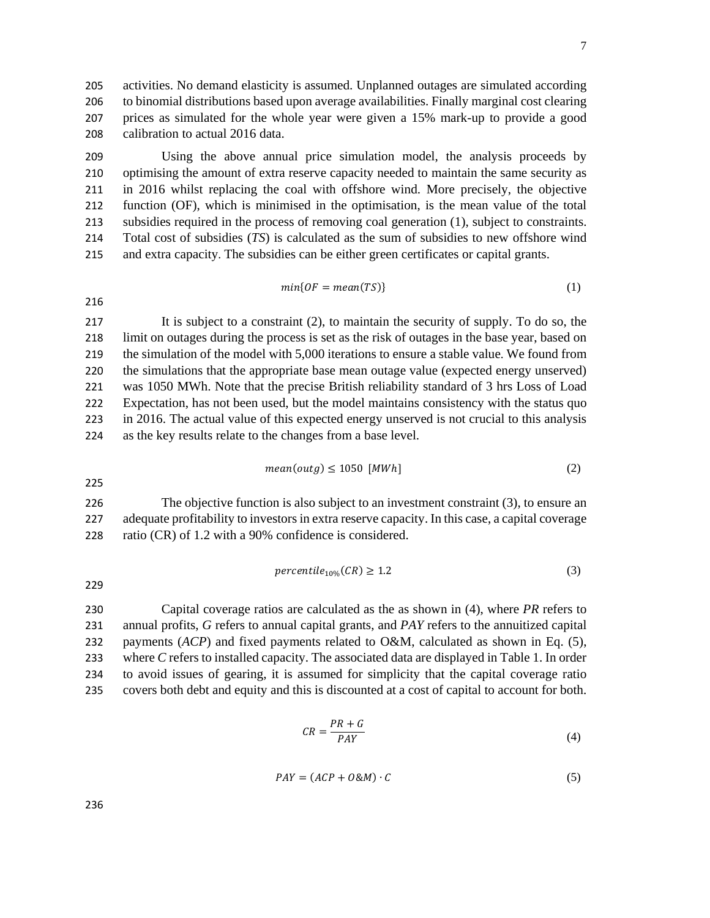activities. No demand elasticity is assumed. Unplanned outages are simulated according to binomial distributions based upon average availabilities. Finally marginal cost clearing prices as simulated for the whole year were given a 15% mark-up to provide a good calibration to actual 2016 data.

Using the above annual price simulation model, the analysis proceeds by optimising the amount of extra reserve capacity needed to maintain the same security as in 2016 whilst replacing the coal with offshore wind. More precisely, the objective function (OF), which is minimised in the optimisation, is the mean value of the total subsidies required in the process of removing coal generation (1), subject to constraints. Total cost of subsidies (*TS*) is calculated as the sum of subsidies to new offshore wind and extra capacity. The subsidies can be either green certificates or capital grants.

$$min\{OF = mean(TS)\} \tag{1}$$

It is subject to a constraint (2), to maintain the security of supply. To do so, the limit on outages during the process is set as the risk of outages in the base year, based on the simulation of the model with 5,000 iterations to ensure a stable value. We found from the simulations that the appropriate base mean outage value (expected energy unserved) was 1050 MWh. Note that the precise British reliability standard of 3 hrs Loss of Load Expectation, has not been used, but the model maintains consistency with the status quo in 2016. The actual value of this expected energy unserved is not crucial to this analysis as the key results relate to the changes from a base level.

$$mean(outg) \leq 1050 \ \ [MWh] \tag{2}$$

The objective function is also subject to an investment constraint (3), to ensure an adequate profitability to investors in extra reserve capacity. In this case, a capital coverage ratio (CR) of 1.2 with a 90% confidence is considered.

$$percentile_{10\%}(CR) \geq 1.2 \tag{3}$$

Capital coverage ratios are calculated as the as shown in (4), where *PR* refers to annual profits, *G* refers to annual capital grants, and *PAY* refers to the annuitized capital payments (*ACP*) and fixed payments related to O&M, calculated as shown in Eq. (5), where *C* refers to installed capacity. The associated data are displayed in Table 1. In order to avoid issues of gearing, it is assumed for simplicity that the capital coverage ratio covers both debt and equity and this is discounted at a cost of capital to account for both.

$$CR = \frac{PR + G}{PAY} \tag{4}$$

$$PAY = (ACP + O\&M) \cdot C \tag{5}$$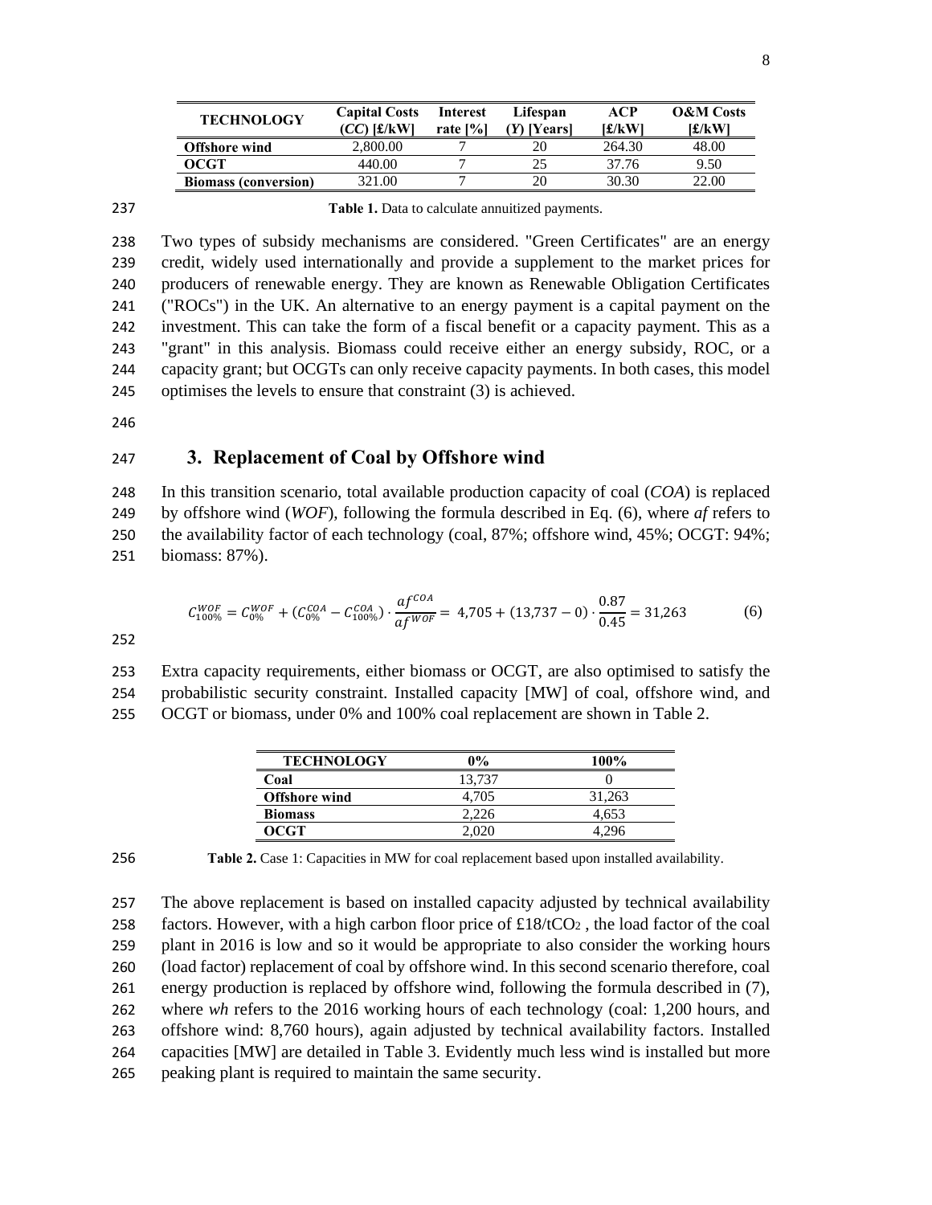| TECHNOLOGY | Capital Costs ($CC$) [£/kW] | Interest rate [%] | Lifespan ($Y$) [Years] | ACP [£/kW] | O&M Costs [£/kW] |
|---|---|---|---|---|---|
| **Offshore wind** | 2,800.00 | 7 | 20 | 264.30 | 48.00 |
| **OCGT** | 440.00 | 7 | 25 | 37.76 | 9.50 |
| **Biomass (conversion)** | 321.00 | 7 | 20 | 30.30 | 22.00 |

**Table 1.** Data to calculate annuitized payments.

Two types of subsidy mechanisms are considered. "Green Certificates" are an energy credit, widely used internationally and provide a supplement to the market prices for producers of renewable energy. They are known as Renewable Obligation Certificates ("ROCs") in the UK. An alternative to an energy payment is a capital payment on the investment. This can take the form of a fiscal benefit or a capacity payment. This as a "grant" in this analysis. Biomass could receive either an energy subsidy, ROC, or a capacity grant; but OCGTs can only receive capacity payments. In both cases, this model optimises the levels to ensure that constraint (3) is achieved.

## 3. Replacement of Coal by Offshore wind

In this transition scenario, total available production capacity of coal (*COA*) is replaced by offshore wind (*WOF*), following the formula described in Eq. (6), where *af* refers to the availability factor of each technology (coal, 87%; offshore wind, 45%; OCGT: 94%; biomass: 87%).

$$C_{100\%}^{WOF} = C_{0\%}^{WOF} + (C_{0\%}^{COA} - C_{100\%}^{COA}) \cdot \frac{af^{COA}}{af^{WOF}} = 4{,}705 + (13{,}737 - 0) \cdot \frac{0.87}{0.45} = 31{,}263 \qquad (6)$$

Extra capacity requirements, either biomass or OCGT, are also optimised to satisfy the probabilistic security constraint. Installed capacity [MW] of coal, offshore wind, and OCGT or biomass, under 0% and 100% coal replacement are shown in Table 2.

| TECHNOLOGY | 0% | 100% |
|---|---|---|
| **Coal** | 13,737 | 0 |
| **Offshore wind** | 4,705 | 31,263 |
| **Biomass** | 2,226 | 4,653 |
| **OCGT** | 2,020 | 4,296 |

**Table 2.** Case 1: Capacities in MW for coal replacement based upon installed availability.

The above replacement is based on installed capacity adjusted by technical availability factors. However, with a high carbon floor price of £18/t$CO_2$, the load factor of the coal plant in 2016 is low and so it would be appropriate to also consider the working hours (load factor) replacement of coal by offshore wind. In this second scenario therefore, coal energy production is replaced by offshore wind, following the formula described in (7), where *wh* refers to the 2016 working hours of each technology (coal: 1,200 hours, and offshore wind: 8,760 hours), again adjusted by technical availability factors. Installed capacities [MW] are detailed in Table 3. Evidently much less wind is installed but more peaking plant is required to maintain the same security.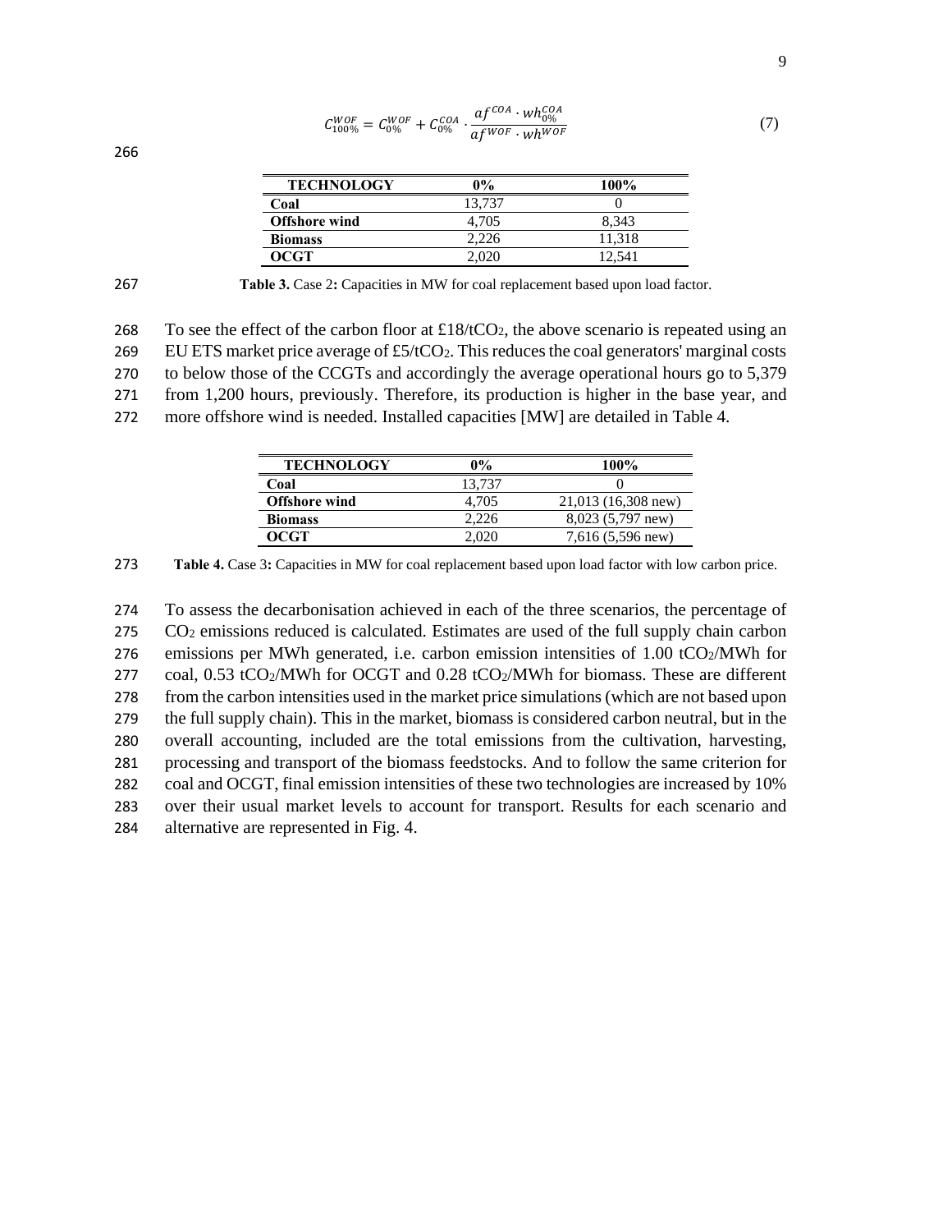$$C_{100\%}^{WOF} = C_{0\%}^{WOF} + C_{0\%}^{COA} \cdot \frac{af^{COA} \cdot wh_{0\%}^{COA}}{af^{WOF} \cdot wh^{WOF}} \quad (7)$$

| TECHNOLOGY | 0% | 100% |
|---|---|---|
| **Coal** | 13,737 | 0 |
| **Offshore wind** | 4,705 | 8,343 |
| **Biomass** | 2,226 | 11,318 |
| **OCGT** | 2,020 | 12,541 |

**Table 3.** Case 2**:** Capacities in MW for coal replacement based upon load factor.

To see the effect of the carbon floor at £18/t$CO_2$, the above scenario is repeated using an EU ETS market price average of £5/t$CO_2$. This reduces the coal generators' marginal costs to below those of the CCGTs and accordingly the average operational hours go to 5,379 from 1,200 hours, previously. Therefore, its production is higher in the base year, and more offshore wind is needed. Installed capacities [MW] are detailed in Table 4.

| TECHNOLOGY | 0% | 100% |
|---|---|---|
| **Coal** | 13,737 | 0 |
| **Offshore wind** | 4,705 | 21,013 (16,308 new) |
| **Biomass** | 2,226 | 8,023 (5,797 new) |
| **OCGT** | 2,020 | 7,616 (5,596 new) |

**Table 4.** Case 3**:** Capacities in MW for coal replacement based upon load factor with low carbon price.

To assess the decarbonisation achieved in each of the three scenarios, the percentage of $CO_2$ emissions reduced is calculated. Estimates are used of the full supply chain carbon emissions per MWh generated, i.e. carbon emission intensities of 1.00 t$CO_2$/MWh for coal, 0.53 t$CO_2$/MWh for OCGT and 0.28 t$CO_2$/MWh for biomass. These are different from the carbon intensities used in the market price simulations (which are not based upon the full supply chain). This in the market, biomass is considered carbon neutral, but in the overall accounting, included are the total emissions from the cultivation, harvesting, processing and transport of the biomass feedstocks. And to follow the same criterion for coal and OCGT, final emission intensities of these two technologies are increased by 10% over their usual market levels to account for transport. Results for each scenario and alternative are represented in Fig. 4.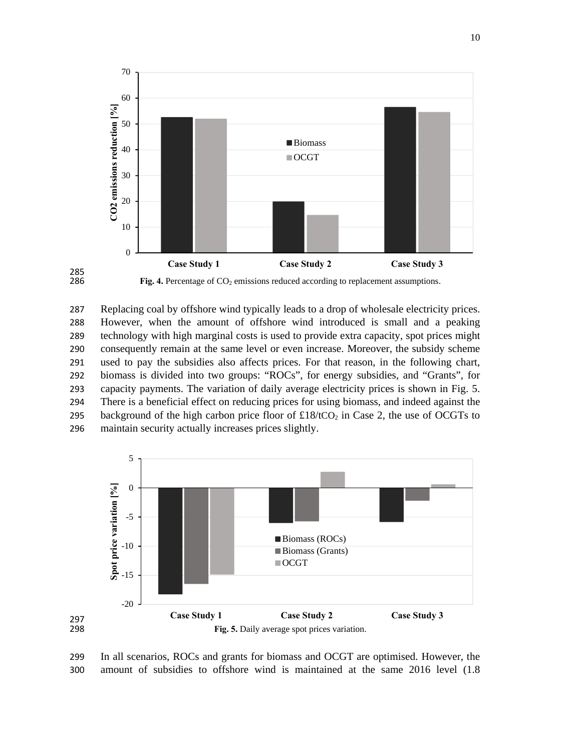Fig. 4. Percentage of $CO_2$ emissions reduced according to replacement assumptions.

Replacing coal by offshore wind typically leads to a drop of wholesale electricity prices. However, when the amount of offshore wind introduced is small and a peaking technology with high marginal costs is used to provide extra capacity, spot prices might consequently remain at the same level or even increase. Moreover, the subsidy scheme used to pay the subsidies also affects prices. For that reason, in the following chart, biomass is divided into two groups: "ROCs", for energy subsidies, and "Grants", for capacity payments. The variation of daily average electricity prices is shown in Fig. 5. There is a beneficial effect on reducing prices for using biomass, and indeed against the background of the high carbon price floor of £18/t$CO_2$ in Case 2, the use of OCGTs to maintain security actually increases prices slightly.

Fig. 5. Daily average spot prices variation.

In all scenarios, ROCs and grants for biomass and OCGT are optimised. However, the amount of subsidies to offshore wind is maintained at the same 2016 level (1.8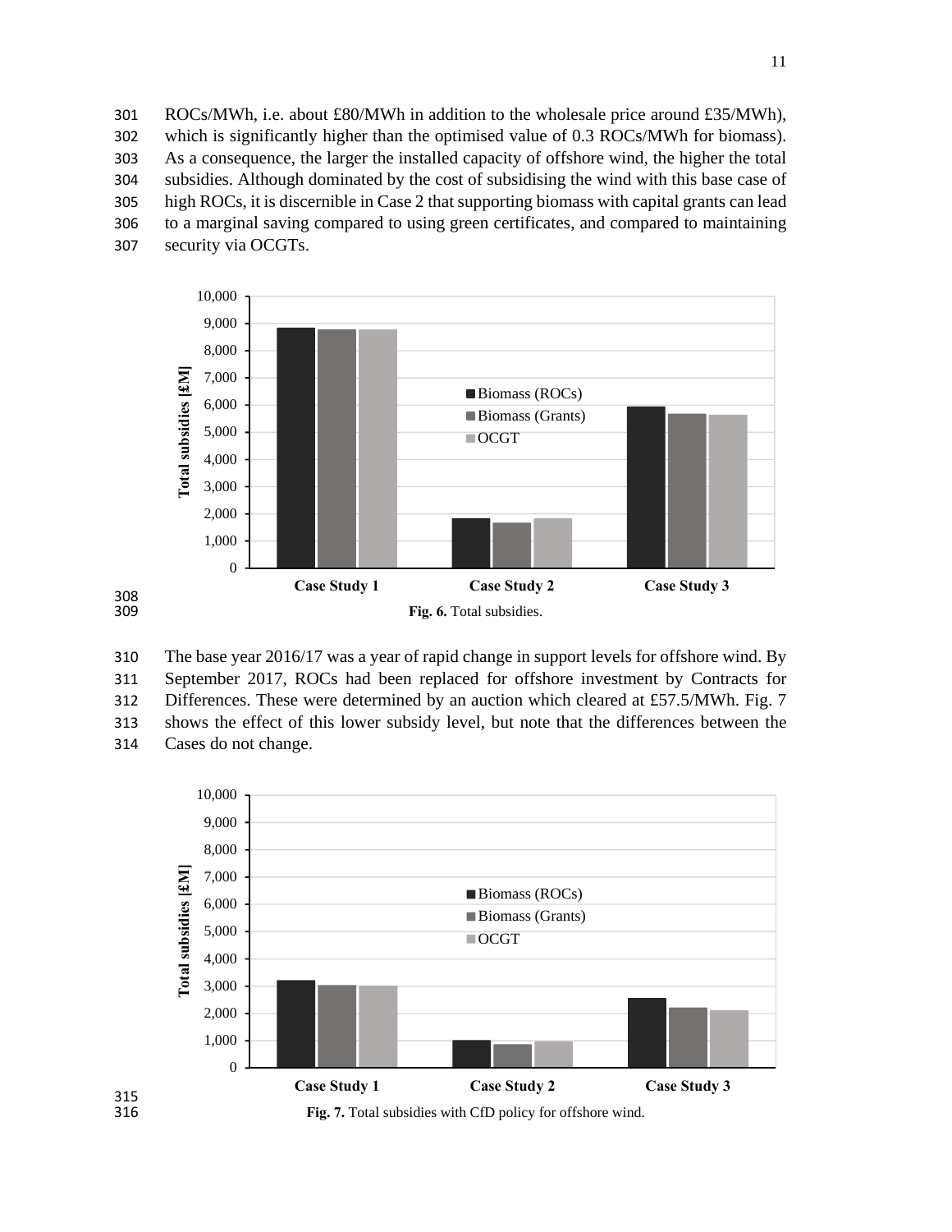ROCs/MWh, i.e. about £80/MWh in addition to the wholesale price around £35/MWh), which is significantly higher than the optimised value of 0.3 ROCs/MWh for biomass). As a consequence, the larger the installed capacity of offshore wind, the higher the total subsidies. Although dominated by the cost of subsidising the wind with this base case of high ROCs, it is discernible in Case 2 that supporting biomass with capital grants can lead to a marginal saving compared to using green certificates, and compared to maintaining security via OCGTs.

**Fig. 6.** Total subsidies.

The base year 2016/17 was a year of rapid change in support levels for offshore wind. By September 2017, ROCs had been replaced for offshore investment by Contracts for Differences. These were determined by an auction which cleared at £57.5/MWh. Fig. 7 shows the effect of this lower subsidy level, but note that the differences between the Cases do not change.

**Fig. 7.** Total subsidies with CfD policy for offshore wind.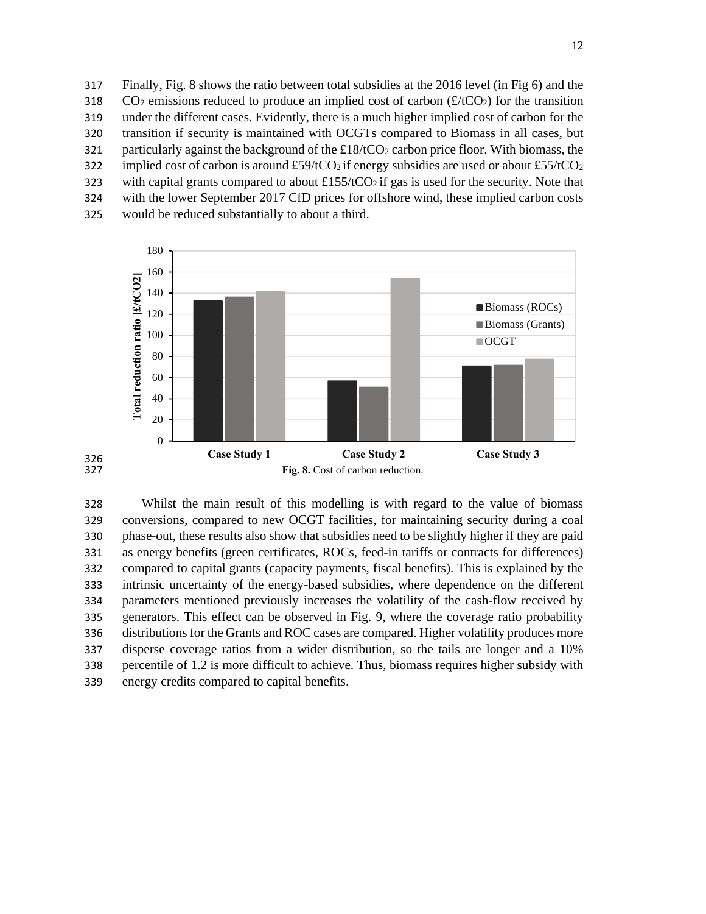Finally, Fig. 8 shows the ratio between total subsidies at the 2016 level (in Fig 6) and the $CO_2$ emissions reduced to produce an implied cost of carbon (£/t$CO_2$) for the transition under the different cases. Evidently, there is a much higher implied cost of carbon for the transition if security is maintained with OCGTs compared to Biomass in all cases, but particularly against the background of the £18/t$CO_2$ carbon price floor. With biomass, the implied cost of carbon is around £59/t$CO_2$ if energy subsidies are used or about £55/t$CO_2$ with capital grants compared to about £155/t$CO_2$ if gas is used for the security. Note that with the lower September 2017 CfD prices for offshore wind, these implied carbon costs would be reduced substantially to about a third.

**Fig. 8.** Cost of carbon reduction.

Whilst the main result of this modelling is with regard to the value of biomass conversions, compared to new OCGT facilities, for maintaining security during a coal phase-out, these results also show that subsidies need to be slightly higher if they are paid as energy benefits (green certificates, ROCs, feed-in tariffs or contracts for differences) compared to capital grants (capacity payments, fiscal benefits). This is explained by the intrinsic uncertainty of the energy-based subsidies, where dependence on the different parameters mentioned previously increases the volatility of the cash-flow received by generators. This effect can be observed in Fig. 9, where the coverage ratio probability distributions for the Grants and ROC cases are compared. Higher volatility produces more disperse coverage ratios from a wider distribution, so the tails are longer and a 10% percentile of 1.2 is more difficult to achieve. Thus, biomass requires higher subsidy with energy credits compared to capital benefits.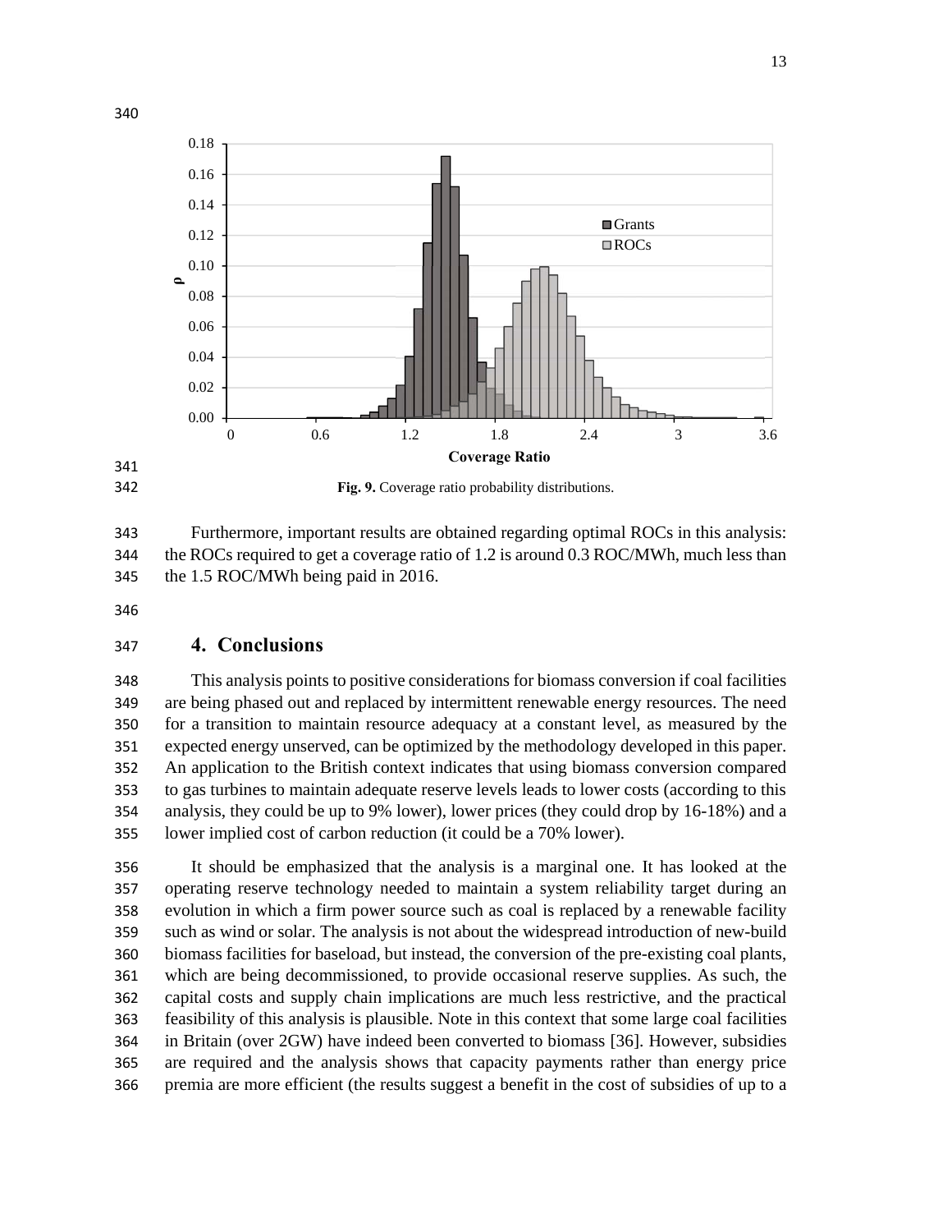**Fig. 9.** Coverage ratio probability distributions.

Furthermore, important results are obtained regarding optimal ROCs in this analysis: the ROCs required to get a coverage ratio of 1.2 is around 0.3 ROC/MWh, much less than the 1.5 ROC/MWh being paid in 2016.

## 4. Conclusions

This analysis points to positive considerations for biomass conversion if coal facilities are being phased out and replaced by intermittent renewable energy resources. The need for a transition to maintain resource adequacy at a constant level, as measured by the expected energy unserved, can be optimized by the methodology developed in this paper. An application to the British context indicates that using biomass conversion compared to gas turbines to maintain adequate reserve levels leads to lower costs (according to this analysis, they could be up to 9% lower), lower prices (they could drop by 16-18%) and a lower implied cost of carbon reduction (it could be a 70% lower).

It should be emphasized that the analysis is a marginal one. It has looked at the operating reserve technology needed to maintain a system reliability target during an evolution in which a firm power source such as coal is replaced by a renewable facility such as wind or solar. The analysis is not about the widespread introduction of new-build biomass facilities for baseload, but instead, the conversion of the pre-existing coal plants, which are being decommissioned, to provide occasional reserve supplies. As such, the capital costs and supply chain implications are much less restrictive, and the practical feasibility of this analysis is plausible. Note in this context that some large coal facilities in Britain (over 2GW) have indeed been converted to biomass [36]. However, subsidies are required and the analysis shows that capacity payments rather than energy price premia are more efficient (the results suggest a benefit in the cost of subsidies of up to a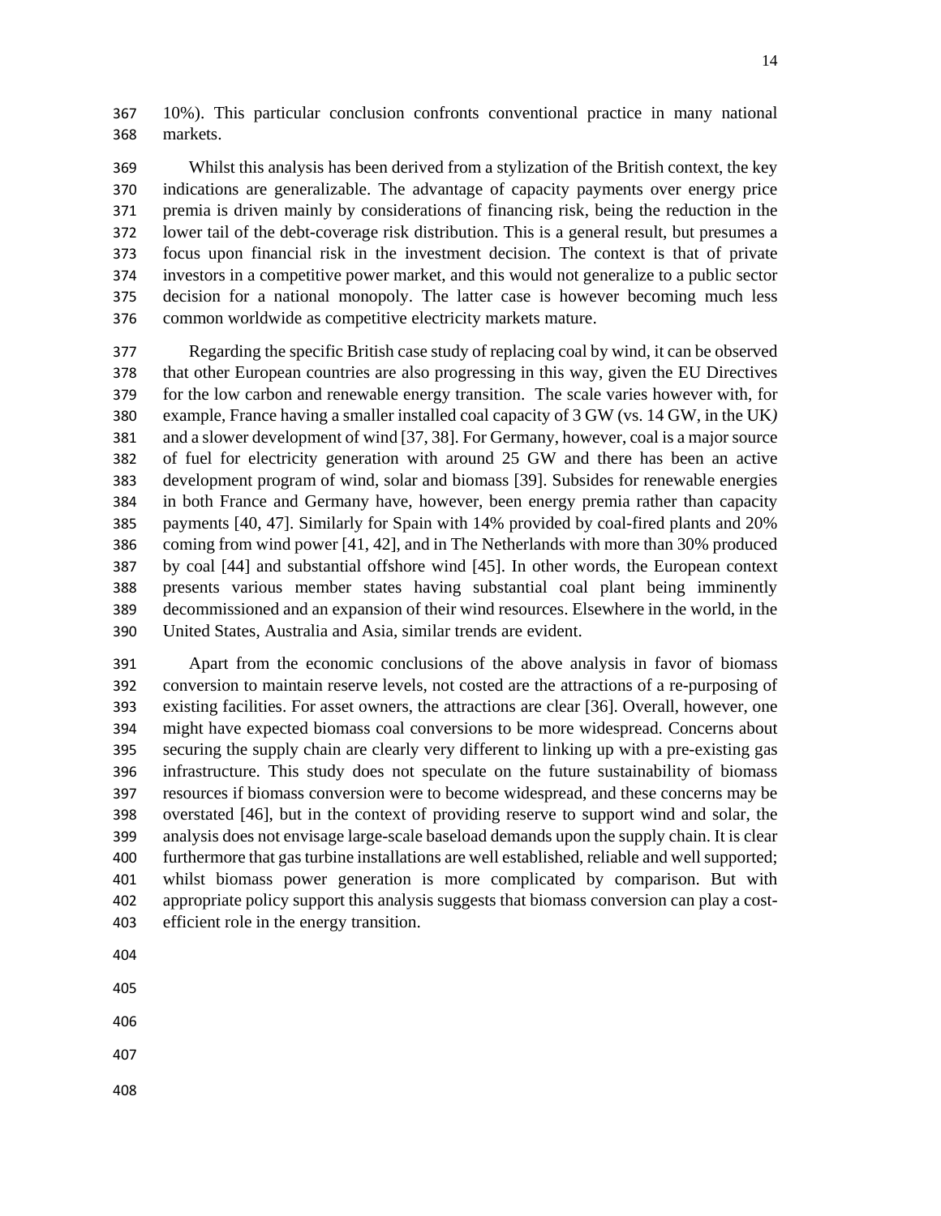10%). This particular conclusion confronts conventional practice in many national markets.

Whilst this analysis has been derived from a stylization of the British context, the key indications are generalizable. The advantage of capacity payments over energy price premia is driven mainly by considerations of financing risk, being the reduction in the lower tail of the debt-coverage risk distribution. This is a general result, but presumes a focus upon financial risk in the investment decision. The context is that of private investors in a competitive power market, and this would not generalize to a public sector decision for a national monopoly. The latter case is however becoming much less common worldwide as competitive electricity markets mature.

Regarding the specific British case study of replacing coal by wind, it can be observed that other European countries are also progressing in this way, given the EU Directives for the low carbon and renewable energy transition. The scale varies however with, for example, France having a smaller installed coal capacity of 3 GW (vs. 14 GW, in the UK) and a slower development of wind [37, 38]. For Germany, however, coal is a major source of fuel for electricity generation with around 25 GW and there has been an active development program of wind, solar and biomass [39]. Subsides for renewable energies in both France and Germany have, however, been energy premia rather than capacity payments [40, 47]. Similarly for Spain with 14% provided by coal-fired plants and 20% coming from wind power [41, 42], and in The Netherlands with more than 30% produced by coal [44] and substantial offshore wind [45]. In other words, the European context presents various member states having substantial coal plant being imminently decommissioned and an expansion of their wind resources. Elsewhere in the world, in the United States, Australia and Asia, similar trends are evident.

Apart from the economic conclusions of the above analysis in favor of biomass conversion to maintain reserve levels, not costed are the attractions of a re-purposing of existing facilities. For asset owners, the attractions are clear [36]. Overall, however, one might have expected biomass coal conversions to be more widespread. Concerns about securing the supply chain are clearly very different to linking up with a pre-existing gas infrastructure. This study does not speculate on the future sustainability of biomass resources if biomass conversion were to become widespread, and these concerns may be overstated [46], but in the context of providing reserve to support wind and solar, the analysis does not envisage large-scale baseload demands upon the supply chain. It is clear furthermore that gas turbine installations are well established, reliable and well supported; whilst biomass power generation is more complicated by comparison. But with appropriate policy support this analysis suggests that biomass conversion can play a cost-efficient role in the energy transition.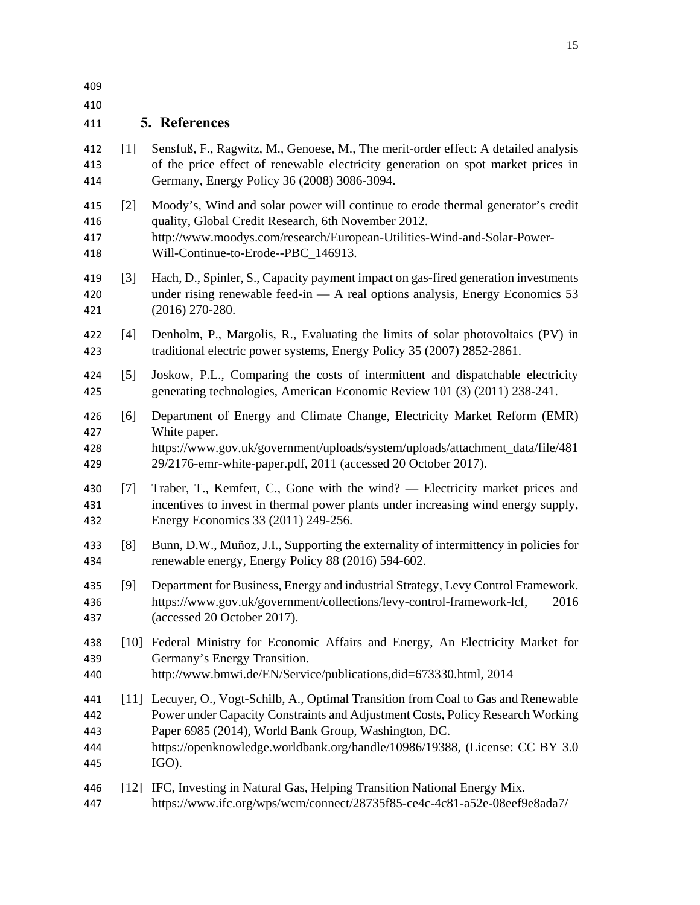## 5. References

[1] Sensfuß, F., Ragwitz, M., Genoese, M., The merit-order effect: A detailed analysis of the price effect of renewable electricity generation on spot market prices in Germany, Energy Policy 36 (2008) 3086-3094.

[2] Moody's, Wind and solar power will continue to erode thermal generator's credit quality, Global Credit Research, 6th November 2012. http://www.moodys.com/research/European-Utilities-Wind-and-Solar-Power-Will-Continue-to-Erode--PBC_146913.

[3] Hach, D., Spinler, S., Capacity payment impact on gas-fired generation investments under rising renewable feed-in — A real options analysis, Energy Economics 53 (2016) 270-280.

[4] Denholm, P., Margolis, R., Evaluating the limits of solar photovoltaics (PV) in traditional electric power systems, Energy Policy 35 (2007) 2852-2861.

[5] Joskow, P.L., Comparing the costs of intermittent and dispatchable electricity generating technologies, American Economic Review 101 (3) (2011) 238-241.

[6] Department of Energy and Climate Change, Electricity Market Reform (EMR) White paper. https://www.gov.uk/government/uploads/system/uploads/attachment_data/file/48129/2176-emr-white-paper.pdf, 2011 (accessed 20 October 2017).

[7] Traber, T., Kemfert, C., Gone with the wind? — Electricity market prices and incentives to invest in thermal power plants under increasing wind energy supply, Energy Economics 33 (2011) 249-256.

[8] Bunn, D.W., Muñoz, J.I., Supporting the externality of intermittency in policies for renewable energy, Energy Policy 88 (2016) 594-602.

[9] Department for Business, Energy and industrial Strategy, Levy Control Framework. https://www.gov.uk/government/collections/levy-control-framework-lcf, 2016 (accessed 20 October 2017).

[10] Federal Ministry for Economic Affairs and Energy, An Electricity Market for Germany's Energy Transition. http://www.bmwi.de/EN/Service/publications,did=673330.html, 2014

[11] Lecuyer, O., Vogt-Schilb, A., Optimal Transition from Coal to Gas and Renewable Power under Capacity Constraints and Adjustment Costs, Policy Research Working Paper 6985 (2014), World Bank Group, Washington, DC. https://openknowledge.worldbank.org/handle/10986/19388, (License: CC BY 3.0 IGO).

[12] IFC, Investing in Natural Gas, Helping Transition National Energy Mix. https://www.ifc.org/wps/wcm/connect/28735f85-ce4c-4c81-a52e-08eef9e8ada7/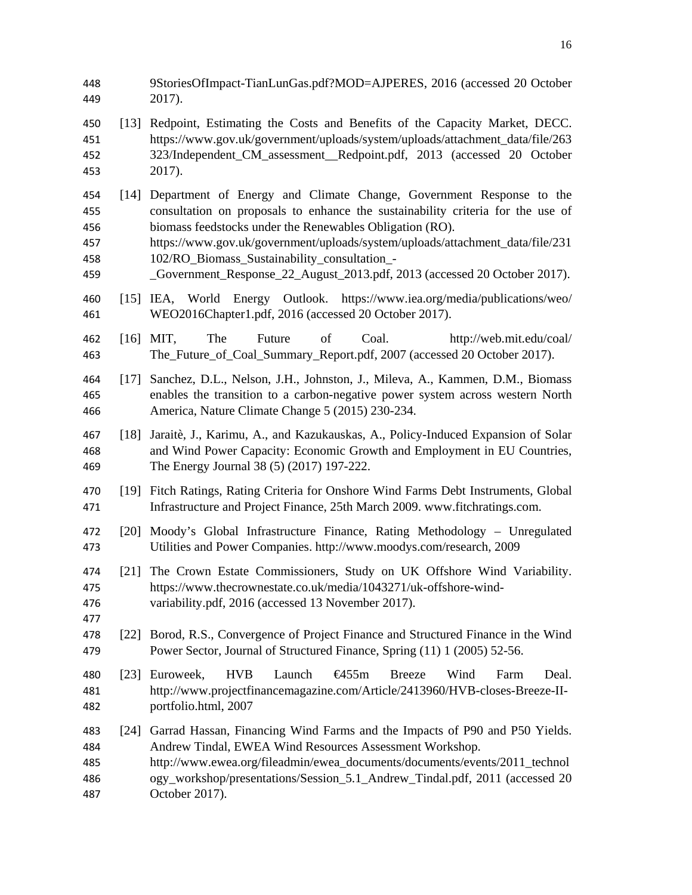9StoriesOfImpact-TianLunGas.pdf?MOD=AJPERES, 2016 (accessed 20 October 2017).

[13] Redpoint, Estimating the Costs and Benefits of the Capacity Market, DECC. https://www.gov.uk/government/uploads/system/uploads/attachment_data/file/263323/Independent_CM_assessment__Redpoint.pdf, 2013 (accessed 20 October 2017).

[14] Department of Energy and Climate Change, Government Response to the consultation on proposals to enhance the sustainability criteria for the use of biomass feedstocks under the Renewables Obligation (RO). https://www.gov.uk/government/uploads/system/uploads/attachment_data/file/231102/RO_Biomass_Sustainability_consultation_-_Government_Response_22_August_2013.pdf, 2013 (accessed 20 October 2017).

[15] IEA, World Energy Outlook. https://www.iea.org/media/publications/weo/WEO2016Chapter1.pdf, 2016 (accessed 20 October 2017).

[16] MIT, The Future of Coal. http://web.mit.edu/coal/The_Future_of_Coal_Summary_Report.pdf, 2007 (accessed 20 October 2017).

[17] Sanchez, D.L., Nelson, J.H., Johnston, J., Mileva, A., Kammen, D.M., Biomass enables the transition to a carbon-negative power system across western North America, Nature Climate Change 5 (2015) 230-234.

[18] Jaraitè, J., Karimu, A., and Kazukauskas, A., Policy-Induced Expansion of Solar and Wind Power Capacity: Economic Growth and Employment in EU Countries, The Energy Journal 38 (5) (2017) 197-222.

[19] Fitch Ratings, Rating Criteria for Onshore Wind Farms Debt Instruments, Global Infrastructure and Project Finance, 25th March 2009. www.fitchratings.com.

[20] Moody's Global Infrastructure Finance, Rating Methodology – Unregulated Utilities and Power Companies. http://www.moodys.com/research, 2009

[21] The Crown Estate Commissioners, Study on UK Offshore Wind Variability. https://www.thecrownestate.co.uk/media/1043271/uk-offshore-wind-variability.pdf, 2016 (accessed 13 November 2017).

[22] Borod, R.S., Convergence of Project Finance and Structured Finance in the Wind Power Sector, Journal of Structured Finance, Spring (11) 1 (2005) 52-56.

[23] Euroweek, HVB Launch €455m Breeze Wind Farm Deal. http://www.projectfinancemagazine.com/Article/2413960/HVB-closes-Breeze-II-portfolio.html, 2007

[24] Garrad Hassan, Financing Wind Farms and the Impacts of P90 and P50 Yields. Andrew Tindal, EWEA Wind Resources Assessment Workshop. http://www.ewea.org/fileadmin/ewea_documents/documents/events/2011_technology_workshop/presentations/Session_5.1_Andrew_Tindal.pdf, 2011 (accessed 20 October 2017).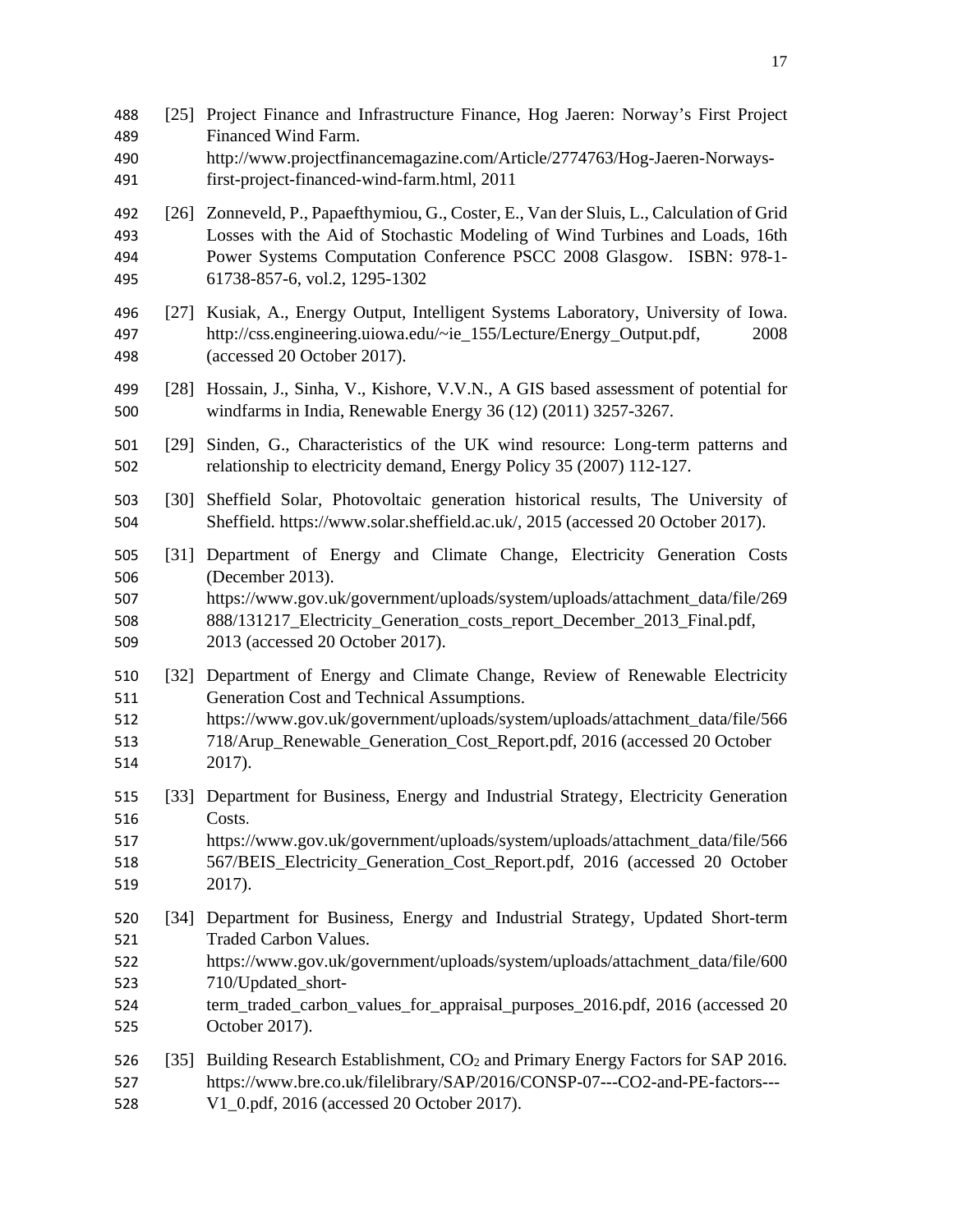[25] Project Finance and Infrastructure Finance, Hog Jaeren: Norway's First Project Financed Wind Farm. http://www.projectfinancemagazine.com/Article/2774763/Hog-Jaeren-Norways-first-project-financed-wind-farm.html, 2011

[26] Zonneveld, P., Papaefthymiou, G., Coster, E., Van der Sluis, L., Calculation of Grid Losses with the Aid of Stochastic Modeling of Wind Turbines and Loads, 16th Power Systems Computation Conference PSCC 2008 Glasgow. ISBN: 978-1-61738-857-6, vol.2, 1295-1302

[27] Kusiak, A., Energy Output, Intelligent Systems Laboratory, University of Iowa. http://css.engineering.uiowa.edu/~ie_155/Lecture/Energy_Output.pdf, 2008 (accessed 20 October 2017).

[28] Hossain, J., Sinha, V., Kishore, V.V.N., A GIS based assessment of potential for windfarms in India, Renewable Energy 36 (12) (2011) 3257-3267.

[29] Sinden, G., Characteristics of the UK wind resource: Long-term patterns and relationship to electricity demand, Energy Policy 35 (2007) 112-127.

[30] Sheffield Solar, Photovoltaic generation historical results, The University of Sheffield. https://www.solar.sheffield.ac.uk/, 2015 (accessed 20 October 2017).

[31] Department of Energy and Climate Change, Electricity Generation Costs (December 2013). https://www.gov.uk/government/uploads/system/uploads/attachment_data/file/269888/131217_Electricity_Generation_costs_report_December_2013_Final.pdf, 2013 (accessed 20 October 2017).

[32] Department of Energy and Climate Change, Review of Renewable Electricity Generation Cost and Technical Assumptions. https://www.gov.uk/government/uploads/system/uploads/attachment_data/file/566718/Arup_Renewable_Generation_Cost_Report.pdf, 2016 (accessed 20 October 2017).

[33] Department for Business, Energy and Industrial Strategy, Electricity Generation Costs. https://www.gov.uk/government/uploads/system/uploads/attachment_data/file/566567/BEIS_Electricity_Generation_Cost_Report.pdf, 2016 (accessed 20 October 2017).

[34] Department for Business, Energy and Industrial Strategy, Updated Short-term Traded Carbon Values. https://www.gov.uk/government/uploads/system/uploads/attachment_data/file/600710/Updated_short-term_traded_carbon_values_for_appraisal_purposes_2016.pdf, 2016 (accessed 20 October 2017).

[35] Building Research Establishment, $CO_2$ and Primary Energy Factors for SAP 2016. https://www.bre.co.uk/filelibrary/SAP/2016/CONSP-07---CO2-and-PE-factors---V1_0.pdf, 2016 (accessed 20 October 2017).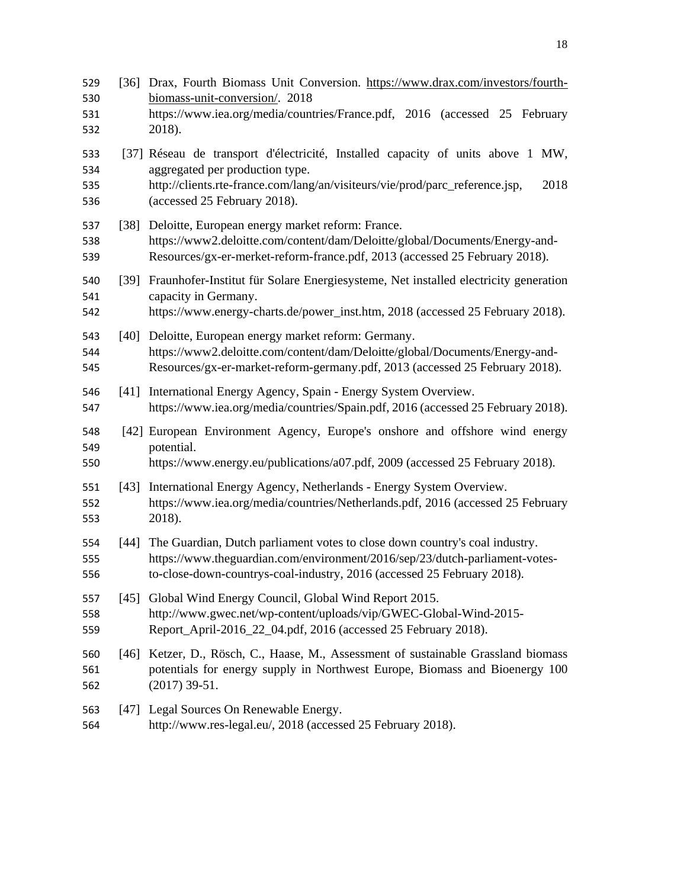[36] Drax, Fourth Biomass Unit Conversion. https://www.drax.com/investors/fourth-biomass-unit-conversion/. 2018 https://www.iea.org/media/countries/France.pdf, 2016 (accessed 25 February 2018).

[37] Réseau de transport d'électricité, Installed capacity of units above 1 MW, aggregated per production type. http://clients.rte-france.com/lang/an/visiteurs/vie/prod/parc_reference.jsp, 2018 (accessed 25 February 2018).

[38] Deloitte, European energy market reform: France. https://www2.deloitte.com/content/dam/Deloitte/global/Documents/Energy-and-Resources/gx-er-merket-reform-france.pdf, 2013 (accessed 25 February 2018).

[39] Fraunhofer-Institut für Solare Energiesysteme, Net installed electricity generation capacity in Germany. https://www.energy-charts.de/power_inst.htm, 2018 (accessed 25 February 2018).

[40] Deloitte, European energy market reform: Germany. https://www2.deloitte.com/content/dam/Deloitte/global/Documents/Energy-and-Resources/gx-er-market-reform-germany.pdf, 2013 (accessed 25 February 2018).

[41] International Energy Agency, Spain - Energy System Overview. https://www.iea.org/media/countries/Spain.pdf, 2016 (accessed 25 February 2018).

[42] European Environment Agency, Europe's onshore and offshore wind energy potential. https://www.energy.eu/publications/a07.pdf, 2009 (accessed 25 February 2018).

[43] International Energy Agency, Netherlands - Energy System Overview. https://www.iea.org/media/countries/Netherlands.pdf, 2016 (accessed 25 February 2018).

[44] The Guardian, Dutch parliament votes to close down country's coal industry. https://www.theguardian.com/environment/2016/sep/23/dutch-parliament-votes-to-close-down-countrys-coal-industry, 2016 (accessed 25 February 2018).

[45] Global Wind Energy Council, Global Wind Report 2015. http://www.gwec.net/wp-content/uploads/vip/GWEC-Global-Wind-2015-Report_April-2016_22_04.pdf, 2016 (accessed 25 February 2018).

[46] Ketzer, D., Rösch, C., Haase, M., Assessment of sustainable Grassland biomass potentials for energy supply in Northwest Europe, Biomass and Bioenergy 100 (2017) 39-51.

[47] Legal Sources On Renewable Energy. http://www.res-legal.eu/, 2018 (accessed 25 February 2018).